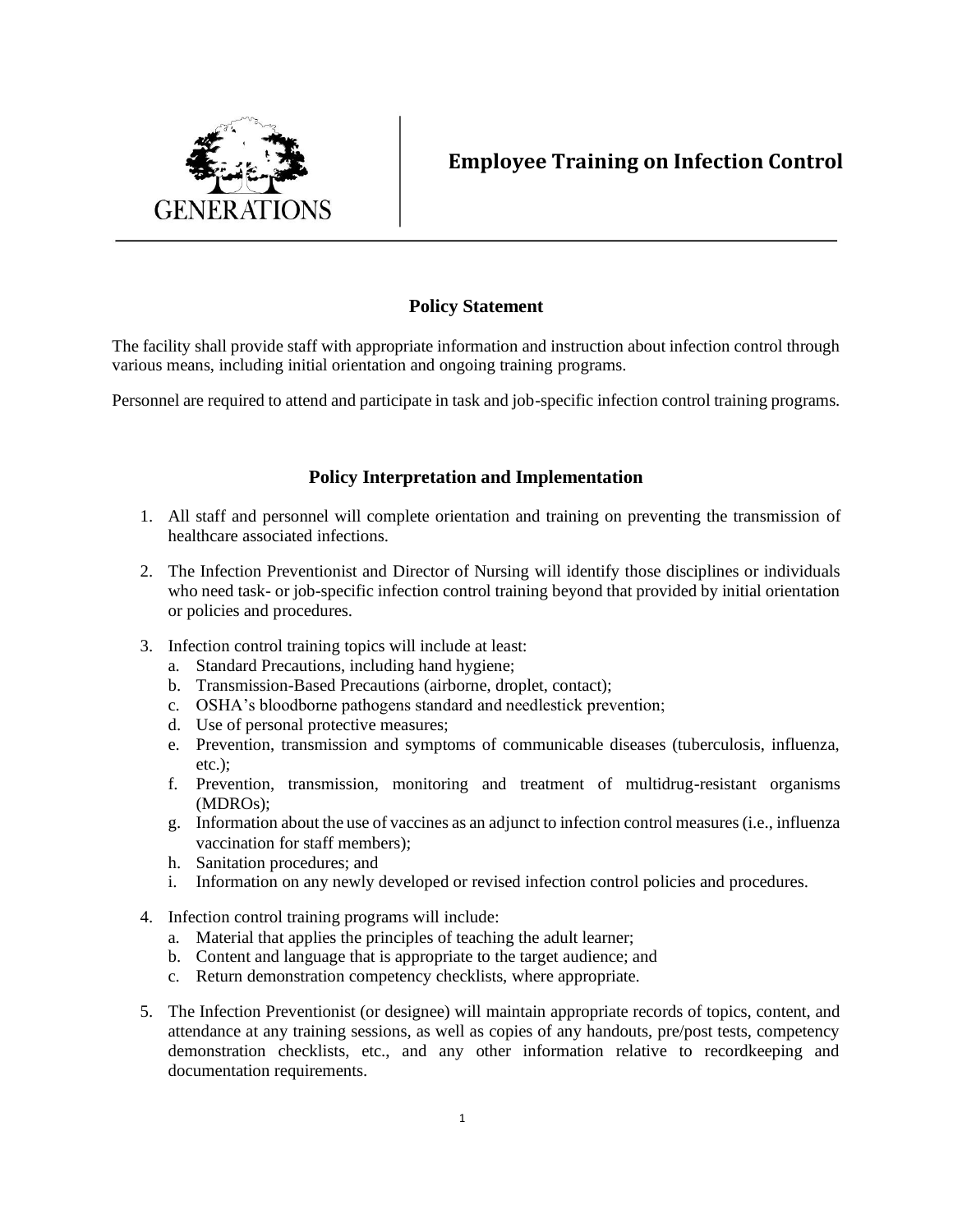GENERATIONS

# Employee Training on Infection Control

## Policy Statement

The facility shall provide staff with appropriate information and instruction about infection control through various means, including initial orientation and ongoing training programs.

Personnel are required to attend and participate in task and job-specific infection control training programs.

## Policy Interpretation and Implementation

1. All staff and personnel will complete orientation and training on preventing the transmission of healthcare associated infections.

2. The Infection Preventionist and Director of Nursing will identify those disciplines or individuals who need task- or job-specific infection control training beyond that provided by initial orientation or policies and procedures.

3. Infection control training topics will include at least:
   a. Standard Precautions, including hand hygiene;
   b. Transmission-Based Precautions (airborne, droplet, contact);
   c. OSHA's bloodborne pathogens standard and needlestick prevention;
   d. Use of personal protective measures;
   e. Prevention, transmission and symptoms of communicable diseases (tuberculosis, influenza, etc.);
   f. Prevention, transmission, monitoring and treatment of multidrug-resistant organisms (MDROs);
   g. Information about the use of vaccines as an adjunct to infection control measures (i.e., influenza vaccination for staff members);
   h. Sanitation procedures; and
   i. Information on any newly developed or revised infection control policies and procedures.

4. Infection control training programs will include:
   a. Material that applies the principles of teaching the adult learner;
   b. Content and language that is appropriate to the target audience; and
   c. Return demonstration competency checklists, where appropriate.

5. The Infection Preventionist (or designee) will maintain appropriate records of topics, content, and attendance at any training sessions, as well as copies of any handouts, pre/post tests, competency demonstration checklists, etc., and any other information relative to recordkeeping and documentation requirements.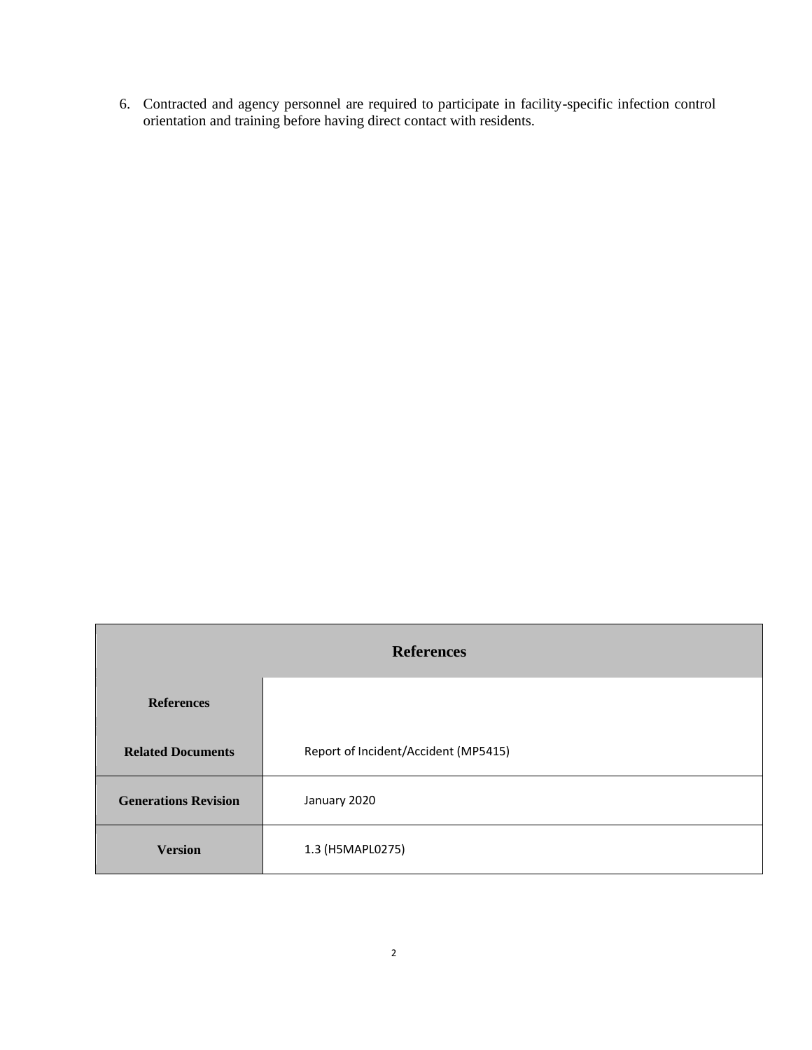6. Contracted and agency personnel are required to participate in facility-specific infection control orientation and training before having direct contact with residents.

| References | |
|---|---|
| **References** | |
| **Related Documents** | Report of Incident/Accident (MP5415) |
| **Generations Revision** | January 2020 |
| **Version** | 1.3 (H5MAPL0275) |